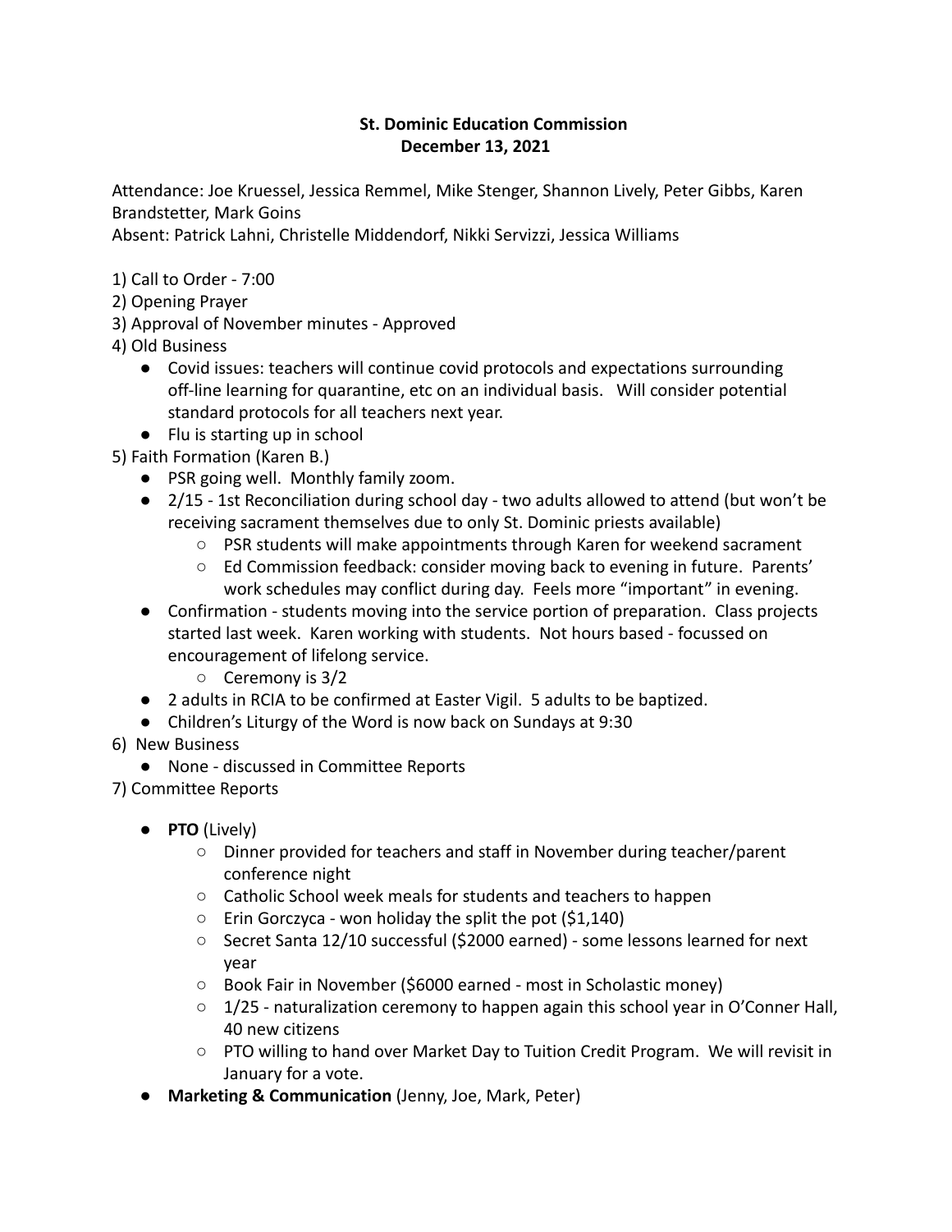**St. Dominic Education Commission**
**December 13, 2021**

Attendance: Joe Kruessel, Jessica Remmel, Mike Stenger, Shannon Lively, Peter Gibbs, Karen Brandstetter, Mark Goins
Absent: Patrick Lahni, Christelle Middendorf, Nikki Servizzi, Jessica Williams

1) Call to Order - 7:00
2) Opening Prayer
3) Approval of November minutes - Approved
4) Old Business
   - Covid issues: teachers will continue covid protocols and expectations surrounding off-line learning for quarantine, etc on an individual basis. Will consider potential standard protocols for all teachers next year.
   - Flu is starting up in school
5) Faith Formation (Karen B.)
   - PSR going well. Monthly family zoom.
   - 2/15 - 1st Reconciliation during school day - two adults allowed to attend (but won't be receiving sacrament themselves due to only St. Dominic priests available)
     - PSR students will make appointments through Karen for weekend sacrament
     - Ed Commission feedback: consider moving back to evening in future. Parents' work schedules may conflict during day. Feels more "important" in evening.
   - Confirmation - students moving into the service portion of preparation. Class projects started last week. Karen working with students. Not hours based - focussed on encouragement of lifelong service.
     - Ceremony is 3/2
   - 2 adults in RCIA to be confirmed at Easter Vigil. 5 adults to be baptized.
   - Children's Liturgy of the Word is now back on Sundays at 9:30
6) New Business
   - None - discussed in Committee Reports
7) Committee Reports
   - **PTO** (Lively)
     - Dinner provided for teachers and staff in November during teacher/parent conference night
     - Catholic School week meals for students and teachers to happen
     - Erin Gorczyca - won holiday the split the pot ($1,140)
     - Secret Santa 12/10 successful ($2000 earned) - some lessons learned for next year
     - Book Fair in November ($6000 earned - most in Scholastic money)
     - 1/25 - naturalization ceremony to happen again this school year in O'Conner Hall, 40 new citizens
     - PTO willing to hand over Market Day to Tuition Credit Program. We will revisit in January for a vote.
   - **Marketing & Communication** (Jenny, Joe, Mark, Peter)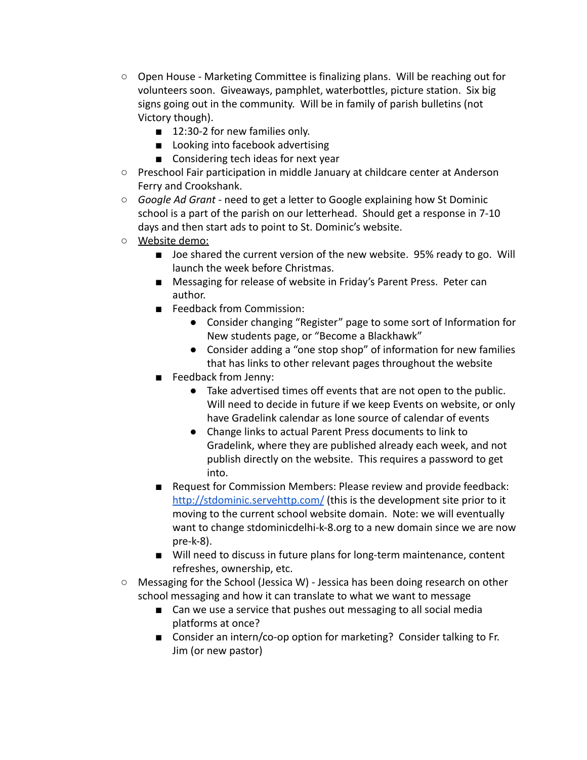- Open House - Marketing Committee is finalizing plans. Will be reaching out for volunteers soon. Giveaways, pamphlet, waterbottles, picture station. Six big signs going out in the community. Will be in family of parish bulletins (not Victory though).
  - 12:30-2 for new families only.
  - Looking into facebook advertising
  - Considering tech ideas for next year
- Preschool Fair participation in middle January at childcare center at Anderson Ferry and Crookshank.
- *Google Ad Grant* - need to get a letter to Google explaining how St Dominic school is a part of the parish on our letterhead. Should get a response in 7-10 days and then start ads to point to St. Dominic's website.
- <u>Website demo:</u>
  - Joe shared the current version of the new website. 95% ready to go. Will launch the week before Christmas.
  - Messaging for release of website in Friday's Parent Press. Peter can author.
  - Feedback from Commission:
    - Consider changing "Register" page to some sort of Information for New students page, or "Become a Blackhawk"
    - Consider adding a "one stop shop" of information for new families that has links to other relevant pages throughout the website
  - Feedback from Jenny:
    - Take advertised times off events that are not open to the public. Will need to decide in future if we keep Events on website, or only have Gradelink calendar as lone source of calendar of events
    - Change links to actual Parent Press documents to link to Gradelink, where they are published already each week, and not publish directly on the website. This requires a password to get into.
  - Request for Commission Members: Please review and provide feedback: [http://stdominic.servehttp.com/](http://stdominic.servehttp.com/) (this is the development site prior to it moving to the current school website domain. Note: we will eventually want to change stdominicdelhi-k-8.org to a new domain since we are now pre-k-8).
  - Will need to discuss in future plans for long-term maintenance, content refreshes, ownership, etc.
- Messaging for the School (Jessica W) - Jessica has been doing research on other school messaging and how it can translate to what we want to message
  - Can we use a service that pushes out messaging to all social media platforms at once?
  - Consider an intern/co-op option for marketing? Consider talking to Fr. Jim (or new pastor)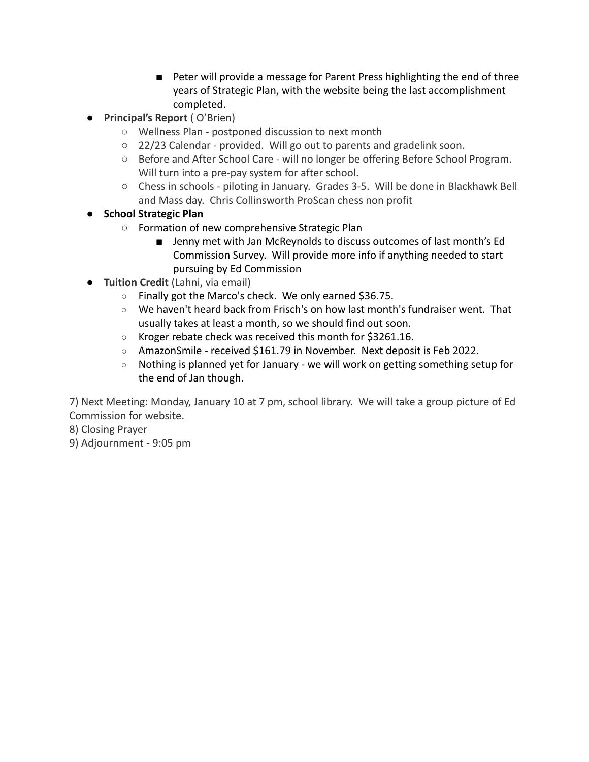- Peter will provide a message for Parent Press highlighting the end of three years of Strategic Plan, with the website being the last accomplishment completed.
- **Principal's Report** ( O'Brien)
    - Wellness Plan - postponed discussion to next month
    - 22/23 Calendar - provided. Will go out to parents and gradelink soon.
    - Before and After School Care - will no longer be offering Before School Program. Will turn into a pre-pay system for after school.
    - Chess in schools - piloting in January. Grades 3-5. Will be done in Blackhawk Bell and Mass day. Chris Collinsworth ProScan chess non profit
- **School Strategic Plan**
    - Formation of new comprehensive Strategic Plan
        - Jenny met with Jan McReynolds to discuss outcomes of last month's Ed Commission Survey. Will provide more info if anything needed to start pursuing by Ed Commission
- **Tuition Credit** (Lahni, via email)
    - Finally got the Marco's check. We only earned $36.75.
    - We haven't heard back from Frisch's on how last month's fundraiser went. That usually takes at least a month, so we should find out soon.
    - Kroger rebate check was received this month for $3261.16.
    - AmazonSmile - received $161.79 in November. Next deposit is Feb 2022.
    - Nothing is planned yet for January - we will work on getting something setup for the end of Jan though.

7) Next Meeting: Monday, January 10 at 7 pm, school library. We will take a group picture of Ed Commission for website.

8) Closing Prayer

9) Adjournment - 9:05 pm